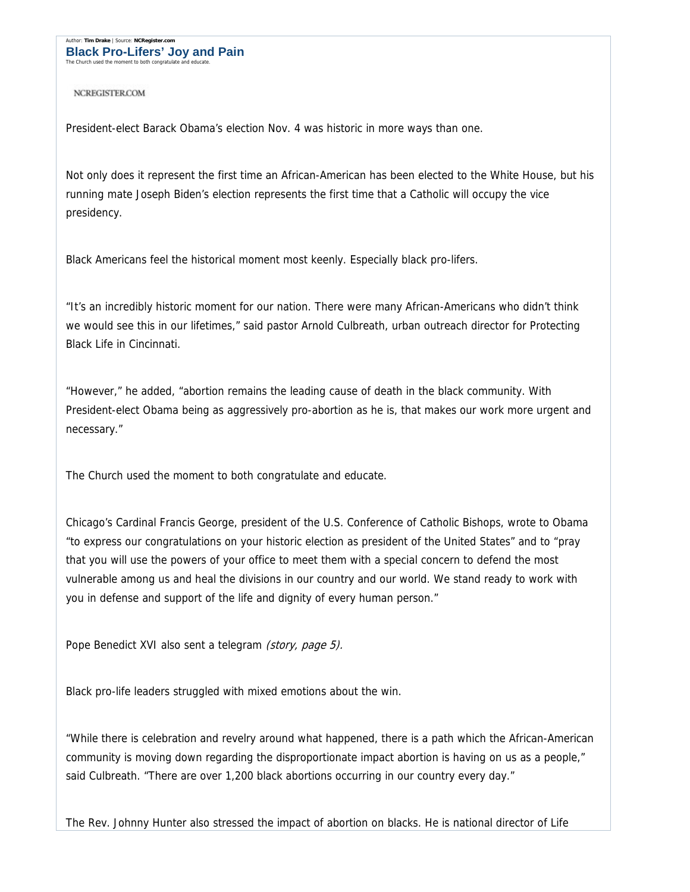Author: **Tim Drake** | Source: **NCRegister.com**

# Black Pro-Lifers' Joy and Pain

The Church used the moment to both congratulate and educate.

NCREGISTER.COM

President-elect Barack Obama's election Nov. 4 was historic in more ways than one.

Not only does it represent the first time an African-American has been elected to the White House, but his running mate Joseph Biden's election represents the first time that a Catholic will occupy the vice presidency.

Black Americans feel the historical moment most keenly. Especially black pro-lifers.

"It's an incredibly historic moment for our nation. There were many African-Americans who didn't think we would see this in our lifetimes," said pastor Arnold Culbreath, urban outreach director for Protecting Black Life in Cincinnati.

"However," he added, "abortion remains the leading cause of death in the black community. With President-elect Obama being as aggressively pro-abortion as he is, that makes our work more urgent and necessary."

The Church used the moment to both congratulate and educate.

Chicago's Cardinal Francis George, president of the U.S. Conference of Catholic Bishops, wrote to Obama "to express our congratulations on your historic election as president of the United States" and to "pray that you will use the powers of your office to meet them with a special concern to defend the most vulnerable among us and heal the divisions in our country and our world. We stand ready to work with you in defense and support of the life and dignity of every human person."

Pope Benedict XVI also sent a telegram *(story, page 5).*

Black pro-life leaders struggled with mixed emotions about the win.

"While there is celebration and revelry around what happened, there is a path which the African-American community is moving down regarding the disproportionate impact abortion is having on us as a people," said Culbreath. "There are over 1,200 black abortions occurring in our country every day."

The Rev. Johnny Hunter also stressed the impact of abortion on blacks. He is national director of Life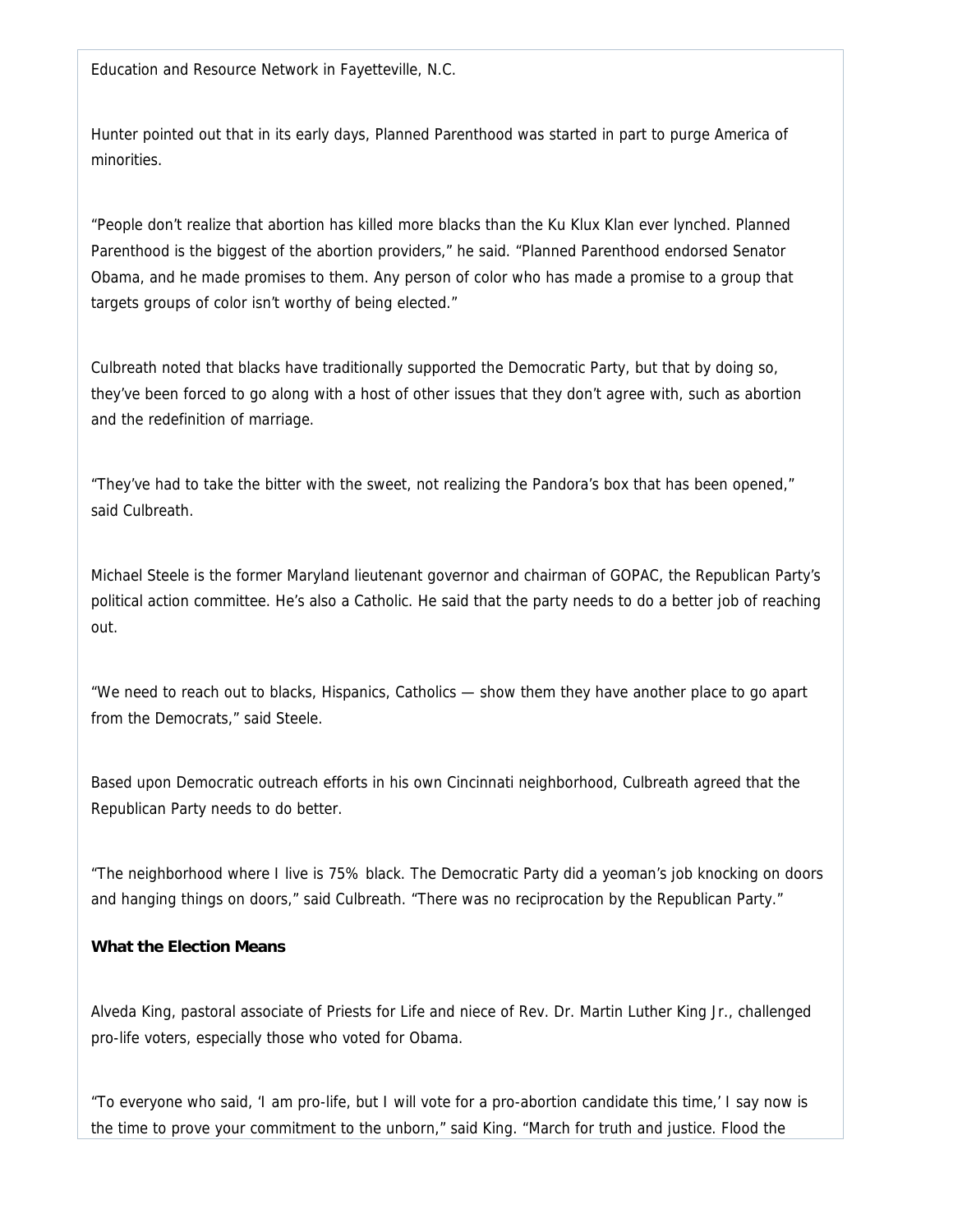Education and Resource Network in Fayetteville, N.C.

Hunter pointed out that in its early days, Planned Parenthood was started in part to purge America of minorities.

"People don't realize that abortion has killed more blacks than the Ku Klux Klan ever lynched. Planned Parenthood is the biggest of the abortion providers," he said. "Planned Parenthood endorsed Senator Obama, and he made promises to them. Any person of color who has made a promise to a group that targets groups of color isn't worthy of being elected."

Culbreath noted that blacks have traditionally supported the Democratic Party, but that by doing so, they've been forced to go along with a host of other issues that they don't agree with, such as abortion and the redefinition of marriage.

"They've had to take the bitter with the sweet, not realizing the Pandora's box that has been opened," said Culbreath.

Michael Steele is the former Maryland lieutenant governor and chairman of GOPAC, the Republican Party's political action committee. He's also a Catholic. He said that the party needs to do a better job of reaching out.

"We need to reach out to blacks, Hispanics, Catholics — show them they have another place to go apart from the Democrats," said Steele.

Based upon Democratic outreach efforts in his own Cincinnati neighborhood, Culbreath agreed that the Republican Party needs to do better.

"The neighborhood where I live is 75% black. The Democratic Party did a yeoman's job knocking on doors and hanging things on doors," said Culbreath. "There was no reciprocation by the Republican Party."

**What the Election Means**

Alveda King, pastoral associate of Priests for Life and niece of Rev. Dr. Martin Luther King Jr., challenged pro-life voters, especially those who voted for Obama.

"To everyone who said, 'I am pro-life, but I will vote for a pro-abortion candidate this time,' I say now is the time to prove your commitment to the unborn," said King. "March for truth and justice. Flood the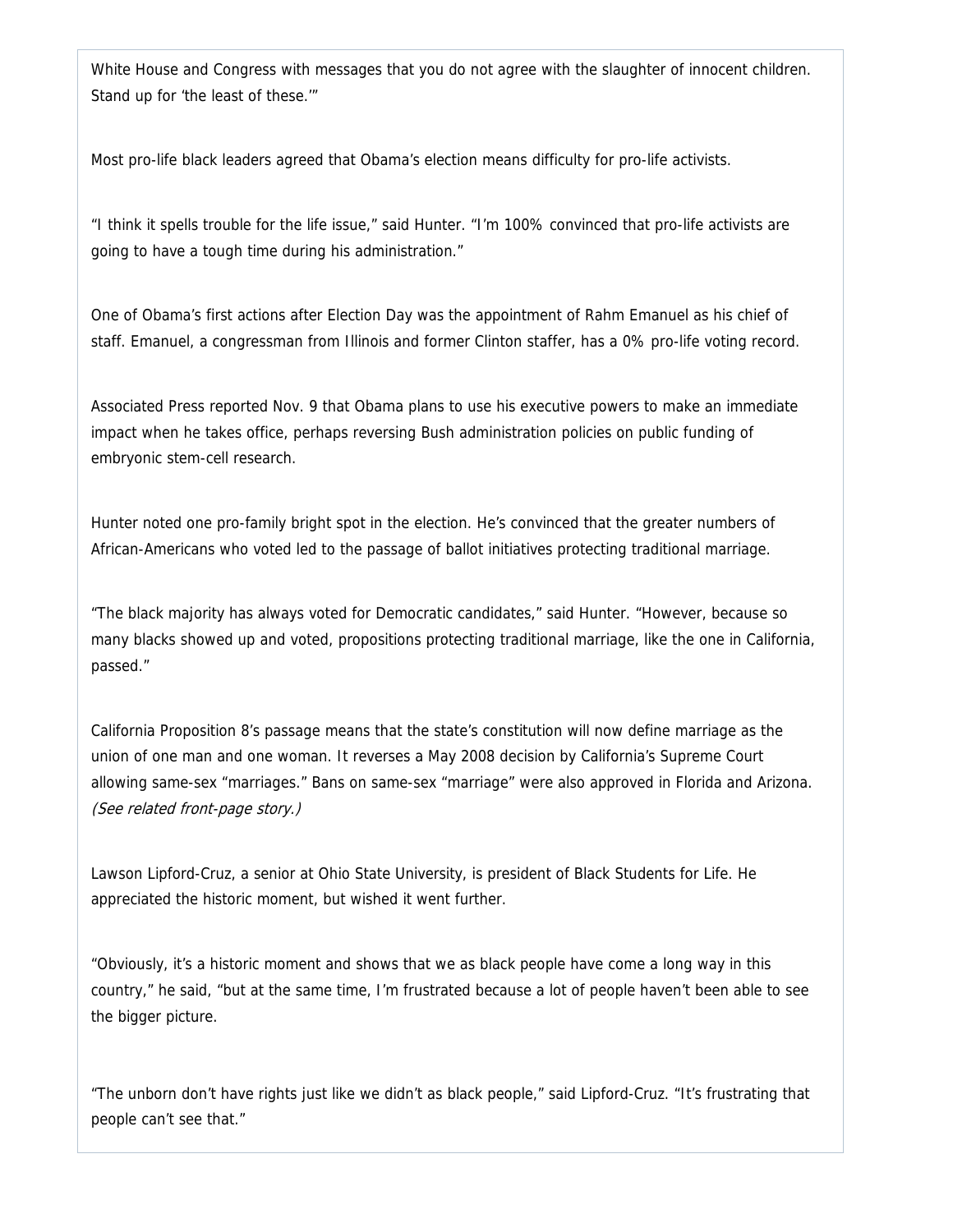White House and Congress with messages that you do not agree with the slaughter of innocent children. Stand up for 'the least of these.'"

Most pro-life black leaders agreed that Obama's election means difficulty for pro-life activists.

"I think it spells trouble for the life issue," said Hunter. "I'm 100% convinced that pro-life activists are going to have a tough time during his administration."

One of Obama's first actions after Election Day was the appointment of Rahm Emanuel as his chief of staff. Emanuel, a congressman from Illinois and former Clinton staffer, has a 0% pro-life voting record.

Associated Press reported Nov. 9 that Obama plans to use his executive powers to make an immediate impact when he takes office, perhaps reversing Bush administration policies on public funding of embryonic stem-cell research.

Hunter noted one pro-family bright spot in the election. He's convinced that the greater numbers of African-Americans who voted led to the passage of ballot initiatives protecting traditional marriage.

"The black majority has always voted for Democratic candidates," said Hunter. "However, because so many blacks showed up and voted, propositions protecting traditional marriage, like the one in California, passed."

California Proposition 8's passage means that the state's constitution will now define marriage as the union of one man and one woman. It reverses a May 2008 decision by California's Supreme Court allowing same-sex "marriages." Bans on same-sex "marriage" were also approved in Florida and Arizona. *(See related front-page story.)*

Lawson Lipford-Cruz, a senior at Ohio State University, is president of Black Students for Life. He appreciated the historic moment, but wished it went further.

"Obviously, it's a historic moment and shows that we as black people have come a long way in this country," he said, "but at the same time, I'm frustrated because a lot of people haven't been able to see the bigger picture.

"The unborn don't have rights just like we didn't as black people," said Lipford-Cruz. "It's frustrating that people can't see that."